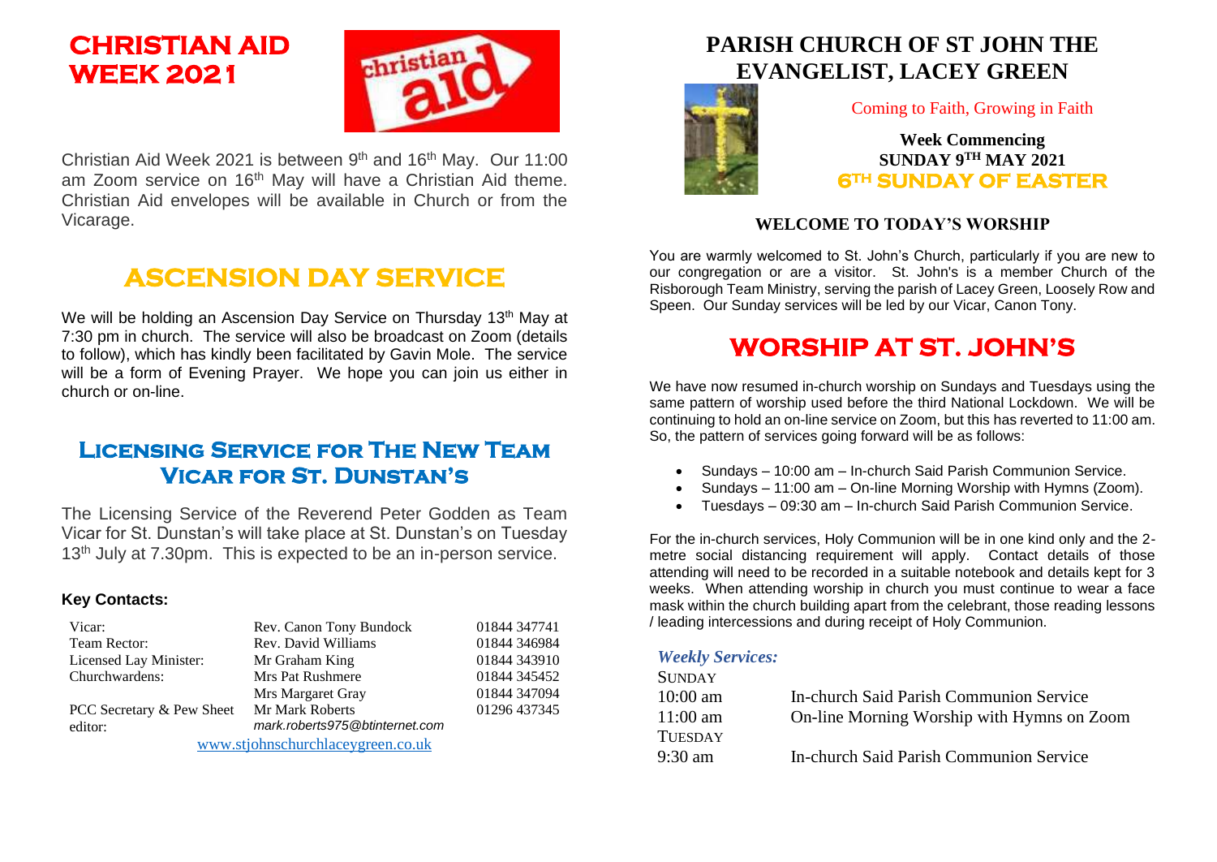# CHRISTIAN AID WEEK 2021

Christian Aid Week 2021 is between 9th and 16th May. Our 11:00 am Zoom service on 16th May will have a Christian Aid theme. Christian Aid envelopes will be available in Church or from the Vicarage.

# ASCENSION DAY SERVICE

We will be holding an Ascension Day Service on Thursday 13th May at 7:30 pm in church. The service will also be broadcast on Zoom (details to follow), which has kindly been facilitated by Gavin Mole. The service will be a form of Evening Prayer. We hope you can join us either in church or on-line.

## Licensing Service for The New Team Vicar for St. Dunstan's

The Licensing Service of the Reverend Peter Godden as Team Vicar for St. Dunstan's will take place at St. Dunstan's on Tuesday 13th July at 7.30pm. This is expected to be an in-person service.

### Key Contacts:

| | | |
|---|---|---|
| Vicar: | Rev. Canon Tony Bundock | 01844 347741 |
| Team Rector: | Rev. David Williams | 01844 346984 |
| Licensed Lay Minister: | Mr Graham King | 01844 343910 |
| Churchwardens: | Mrs Pat Rushmere | 01844 345452 |
| | Mrs Margaret Gray | 01844 347094 |
| PCC Secretary & Pew Sheet editor: | Mr Mark Roberts *mark.roberts975@btinternet.com* | 01296 437345 |

www.stjohnschurchlaceygreen.co.uk

# PARISH CHURCH OF ST JOHN THE EVANGELIST, LACEY GREEN

Coming to Faith, Growing in Faith

**Week Commencing**
**SUNDAY 9TH MAY 2021**
**6TH SUNDAY OF EASTER**

### WELCOME TO TODAY'S WORSHIP

You are warmly welcomed to St. John's Church, particularly if you are new to our congregation or are a visitor. St. John's is a member Church of the Risborough Team Ministry, serving the parish of Lacey Green, Loosely Row and Speen. Our Sunday services will be led by our Vicar, Canon Tony.

# WORSHIP AT ST. JOHN'S

We have now resumed in-church worship on Sundays and Tuesdays using the same pattern of worship used before the third National Lockdown. We will be continuing to hold an on-line service on Zoom, but this has reverted to 11:00 am. So, the pattern of services going forward will be as follows:

- Sundays – 10:00 am – In-church Said Parish Communion Service.
- Sundays – 11:00 am – On-line Morning Worship with Hymns (Zoom).
- Tuesdays – 09:30 am – In-church Said Parish Communion Service.

For the in-church services, Holy Communion will be in one kind only and the 2-metre social distancing requirement will apply. Contact details of those attending will need to be recorded in a suitable notebook and details kept for 3 weeks. When attending worship in church you must continue to wear a face mask within the church building apart from the celebrant, those reading lessons / leading intercessions and during receipt of Holy Communion.

### *Weekly Services:*

SUNDAY

| | |
|---|---|
| 10:00 am | In-church Said Parish Communion Service |
| 11:00 am | On-line Morning Worship with Hymns on Zoom |

TUESDAY

| | |
|---|---|
| 9:30 am | In-church Said Parish Communion Service |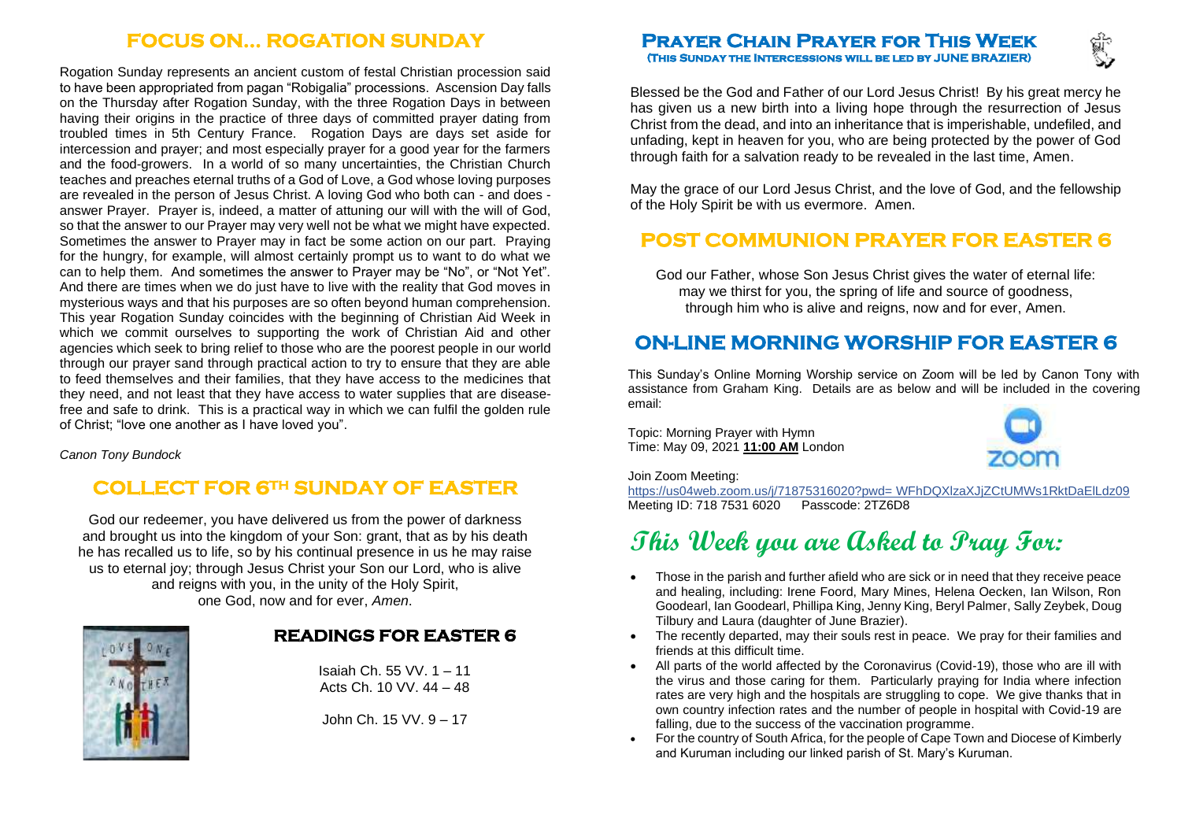## FOCUS ON... ROGATION SUNDAY

Rogation Sunday represents an ancient custom of festal Christian procession said to have been appropriated from pagan "Robigalia" processions. Ascension Day falls on the Thursday after Rogation Sunday, with the three Rogation Days in between having their origins in the practice of three days of committed prayer dating from troubled times in 5th Century France. Rogation Days are days set aside for intercession and prayer; and most especially prayer for a good year for the farmers and the food-growers. In a world of so many uncertainties, the Christian Church teaches and preaches eternal truths of a God of Love, a God whose loving purposes are revealed in the person of Jesus Christ. A loving God who both can - and does - answer Prayer. Prayer is, indeed, a matter of attuning our will with the will of God, so that the answer to our Prayer may very well not be what we might have expected. Sometimes the answer to Prayer may in fact be some action on our part. Praying for the hungry, for example, will almost certainly prompt us to want to do what we can to help them. And sometimes the answer to Prayer may be "No", or "Not Yet". And there are times when we do just have to live with the reality that God moves in mysterious ways and that his purposes are so often beyond human comprehension. This year Rogation Sunday coincides with the beginning of Christian Aid Week in which we commit ourselves to supporting the work of Christian Aid and other agencies which seek to bring relief to those who are the poorest people in our world through our prayer sand through practical action to try to ensure that they are able to feed themselves and their families, that they have access to the medicines that they need, and not least that they have access to water supplies that are disease-free and safe to drink. This is a practical way in which we can fulfil the golden rule of Christ; "love one another as I have loved you".

*Canon Tony Bundock*

## COLLECT FOR 6TH SUNDAY OF EASTER

God our redeemer, you have delivered us from the power of darkness and brought us into the kingdom of your Son: grant, that as by his death he has recalled us to life, so by his continual presence in us he may raise us to eternal joy; through Jesus Christ your Son our Lord, who is alive and reigns with you, in the unity of the Holy Spirit, one God, now and for ever, *Amen.*

### READINGS FOR EASTER 6

Isaiah Ch. 55 VV. 1 – 11
Acts Ch. 10 VV. 44 – 48

John Ch. 15 VV. 9 – 17

## PRAYER CHAIN PRAYER FOR THIS WEEK

**(THIS SUNDAY THE INTERCESSIONS WILL BE LED BY JUNE BRAZIER)**

Blessed be the God and Father of our Lord Jesus Christ! By his great mercy he has given us a new birth into a living hope through the resurrection of Jesus Christ from the dead, and into an inheritance that is imperishable, undefiled, and unfading, kept in heaven for you, who are being protected by the power of God through faith for a salvation ready to be revealed in the last time, Amen.

May the grace of our Lord Jesus Christ, and the love of God, and the fellowship of the Holy Spirit be with us evermore. Amen.

## POST COMMUNION PRAYER FOR EASTER 6

God our Father, whose Son Jesus Christ gives the water of eternal life: may we thirst for you, the spring of life and source of goodness, through him who is alive and reigns, now and for ever, Amen.

## ON-LINE MORNING WORSHIP FOR EASTER 6

This Sunday's Online Morning Worship service on Zoom will be led by Canon Tony with assistance from Graham King. Details are as below and will be included in the covering email:

Topic: Morning Prayer with Hymn
Time: May 09, 2021 **11:00 AM** London

Join Zoom Meeting:
https://us04web.zoom.us/j/71875316020?pwd= WFhDQXlzaXJjZCtUMWs1RktDaElLdz09
Meeting ID: 718 7531 6020 Passcode: 2TZ6D8

## This Week you are Asked to Pray For:

- Those in the parish and further afield who are sick or in need that they receive peace and healing, including: Irene Foord, Mary Mines, Helena Oecken, Ian Wilson, Ron Goodearl, Ian Goodearl, Phillipa King, Jenny King, Beryl Palmer, Sally Zeybek, Doug Tilbury and Laura (daughter of June Brazier).
- The recently departed, may their souls rest in peace. We pray for their families and friends at this difficult time.
- All parts of the world affected by the Coronavirus (Covid-19), those who are ill with the virus and those caring for them. Particularly praying for India where infection rates are very high and the hospitals are struggling to cope. We give thanks that in own country infection rates and the number of people in hospital with Covid-19 are falling, due to the success of the vaccination programme.
- For the country of South Africa, for the people of Cape Town and Diocese of Kimberly and Kuruman including our linked parish of St. Mary's Kuruman.